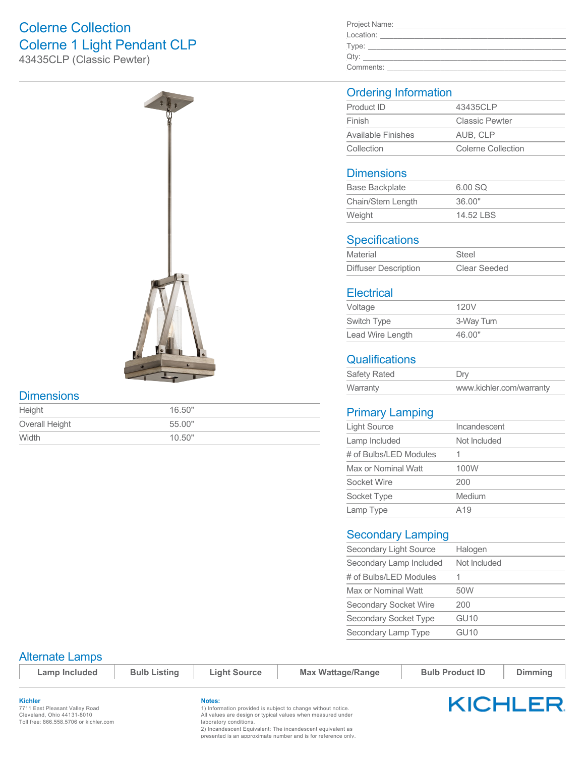# Colerne Collection
# Colerne 1 Light Pendant CLP

43435CLP (Classic Pewter)

Project Name: \_\_\_\_\_\_\_\_\_\_\_\_\_\_\_\_\_\_\_\_\_\_\_\_\_\_\_\_\_\_\_\_

Location: \_\_\_\_\_\_\_\_\_\_\_\_\_\_\_\_\_\_\_\_\_\_\_\_\_\_\_\_\_\_\_\_

Type: \_\_\_\_\_\_\_\_\_\_\_\_\_\_\_\_\_\_\_\_\_\_\_\_\_\_\_\_\_\_\_\_

Qty: \_\_\_\_\_\_\_\_\_\_\_\_\_\_\_\_\_\_\_\_\_\_\_\_\_\_\_\_\_\_\_\_

Comments: \_\_\_\_\_\_\_\_\_\_\_\_\_\_\_\_\_\_\_\_\_\_\_\_\_\_\_\_\_\_\_\_

## Dimensions

| | |
|---|---|
| Height | 16.50" |
| Overall Height | 55.00" |
| Width | 10.50" |

## Ordering Information

| | |
|---|---|
| Product ID | 43435CLP |
| Finish | Classic Pewter |
| Available Finishes | AUB, CLP |
| Collection | Colerne Collection |

## Dimensions

| | |
|---|---|
| Base Backplate | 6.00 SQ |
| Chain/Stem Length | 36.00" |
| Weight | 14.52 LBS |

## Specifications

| | |
|---|---|
| Material | Steel |
| Diffuser Description | Clear Seeded |

## Electrical

| | |
|---|---|
| Voltage | 120V |
| Switch Type | 3-Way Turn |
| Lead Wire Length | 46.00" |

## Qualifications

| | |
|---|---|
| Safety Rated | Dry |
| Warranty | www.kichler.com/warranty |

## Primary Lamping

| | |
|---|---|
| Light Source | Incandescent |
| Lamp Included | Not Included |
| # of Bulbs/LED Modules | 1 |
| Max or Nominal Watt | 100W |
| Socket Wire | 200 |
| Socket Type | Medium |
| Lamp Type | A19 |

## Secondary Lamping

| | |
|---|---|
| Secondary Light Source | Halogen |
| Secondary Lamp Included | Not Included |
| # of Bulbs/LED Modules | 1 |
| Max or Nominal Watt | 50W |
| Secondary Socket Wire | 200 |
| Secondary Socket Type | GU10 |
| Secondary Lamp Type | GU10 |

## Alternate Lamps

| Lamp Included | Bulb Listing | Light Source | Max Wattage/Range | Bulb Product ID | Dimming |
|---|---|---|---|---|---|

**Kichler**
7711 East Pleasant Valley Road
Cleveland, Ohio 44131-8010
Toll free: 866.558.5706 or kichler.com

**Notes:**
1) Information provided is subject to change without notice. All values are design or typical values when measured under laboratory conditions.
2) Incandescent Equivalent: The incandescent equivalent as presented is an approximate number and is for reference only.

KICHLER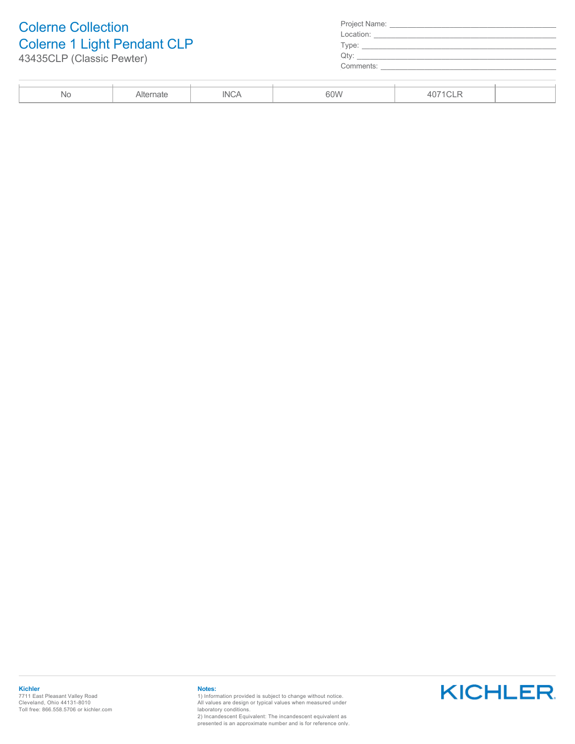# Colerne Collection
# Colerne 1 Light Pendant CLP
43435CLP (Classic Pewter)

Project Name: ___________________________
Location: ___________________________
Type: ___________________________
Qty: ___________________________
Comments: ___________________________

| | | | | | |
|---|---|---|---|---|---|
| No | Alternate | INCA | 60W | 4071CLR | |

**Kichler**
7711 East Pleasant Valley Road
Cleveland, Ohio 44131-8010
Toll free: 866.558.5706 or kichler.com

**Notes:**
1) Information provided is subject to change without notice. All values are design or typical values when measured under laboratory conditions.
2) Incandescent Equivalent: The incandescent equivalent as presented is an approximate number and is for reference only.

KICHLER